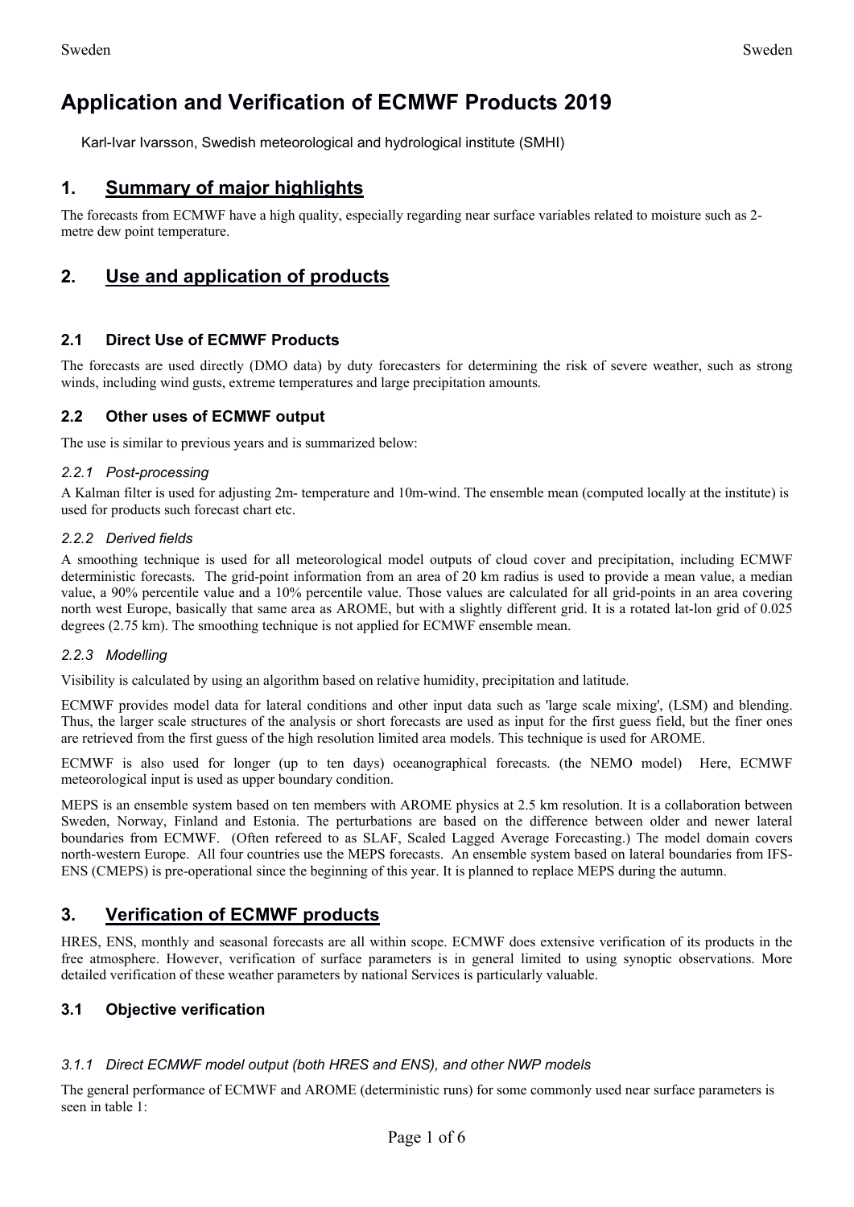# Application and Verification of ECMWF Products 2019

Karl-Ivar Ivarsson, Swedish meteorological and hydrological institute (SMHI)

## 1. Summary of major highlights

The forecasts from ECMWF have a high quality, especially regarding near surface variables related to moisture such as 2-metre dew point temperature.

## 2. Use and application of products

### 2.1 Direct Use of ECMWF Products

The forecasts are used directly (DMO data) by duty forecasters for determining the risk of severe weather, such as strong winds, including wind gusts, extreme temperatures and large precipitation amounts.

### 2.2 Other uses of ECMWF output

The use is similar to previous years and is summarized below:

#### *2.2.1 Post-processing*

A Kalman filter is used for adjusting 2m- temperature and 10m-wind. The ensemble mean (computed locally at the institute) is used for products such forecast chart etc.

#### *2.2.2 Derived fields*

A smoothing technique is used for all meteorological model outputs of cloud cover and precipitation, including ECMWF deterministic forecasts. The grid-point information from an area of 20 km radius is used to provide a mean value, a median value, a 90% percentile value and a 10% percentile value. Those values are calculated for all grid-points in an area covering north west Europe, basically that same area as AROME, but with a slightly different grid. It is a rotated lat-lon grid of 0.025 degrees (2.75 km). The smoothing technique is not applied for ECMWF ensemble mean.

#### *2.2.3 Modelling*

Visibility is calculated by using an algorithm based on relative humidity, precipitation and latitude.

ECMWF provides model data for lateral conditions and other input data such as 'large scale mixing', (LSM) and blending. Thus, the larger scale structures of the analysis or short forecasts are used as input for the first guess field, but the finer ones are retrieved from the first guess of the high resolution limited area models. This technique is used for AROME.

ECMWF is also used for longer (up to ten days) oceanographical forecasts. (the NEMO model) Here, ECMWF meteorological input is used as upper boundary condition.

MEPS is an ensemble system based on ten members with AROME physics at 2.5 km resolution. It is a collaboration between Sweden, Norway, Finland and Estonia. The perturbations are based on the difference between older and newer lateral boundaries from ECMWF. (Often refereed to as SLAF, Scaled Lagged Average Forecasting.) The model domain covers north-western Europe. All four countries use the MEPS forecasts. An ensemble system based on lateral boundaries from IFS-ENS (CMEPS) is pre-operational since the beginning of this year. It is planned to replace MEPS during the autumn.

## 3. Verification of ECMWF products

HRES, ENS, monthly and seasonal forecasts are all within scope. ECMWF does extensive verification of its products in the free atmosphere. However, verification of surface parameters is in general limited to using synoptic observations. More detailed verification of these weather parameters by national Services is particularly valuable.

### 3.1 Objective verification

#### *3.1.1 Direct ECMWF model output (both HRES and ENS), and other NWP models*

The general performance of ECMWF and AROME (deterministic runs) for some commonly used near surface parameters is seen in table 1: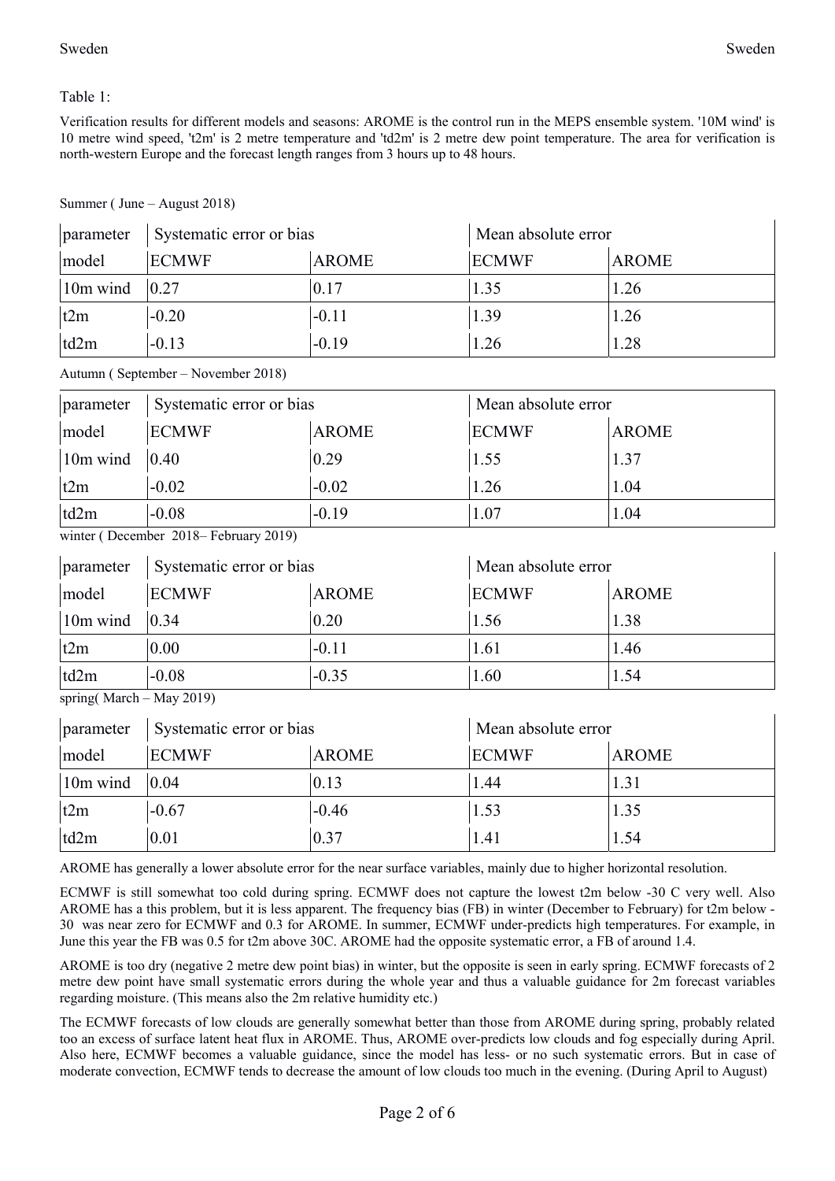Table 1:

Verification results for different models and seasons: AROME is the control run in the MEPS ensemble system. '10M wind' is 10 metre wind speed, 't2m' is 2 metre temperature and 'td2m' is 2 metre dew point temperature. The area for verification is north-western Europe and the forecast length ranges from 3 hours up to 48 hours.

Summer ( June – August 2018)

| parameter | Systematic error or bias | | Mean absolute error | |
|---|---|---|---|---|
| model | ECMWF | AROME | ECMWF | AROME |
| 10m wind | 0.27 | 0.17 | 1.35 | 1.26 |
| t2m | -0.20 | -0.11 | 1.39 | 1.26 |
| td2m | -0.13 | -0.19 | 1.26 | 1.28 |

Autumn ( September – November 2018)

| parameter | Systematic error or bias | | Mean absolute error | |
|---|---|---|---|---|
| model | ECMWF | AROME | ECMWF | AROME |
| 10m wind | 0.40 | 0.29 | 1.55 | 1.37 |
| t2m | -0.02 | -0.02 | 1.26 | 1.04 |
| td2m | -0.08 | -0.19 | 1.07 | 1.04 |

winter ( December 2018– February 2019)

| parameter | Systematic error or bias | | Mean absolute error | |
|---|---|---|---|---|
| model | ECMWF | AROME | ECMWF | AROME |
| 10m wind | 0.34 | 0.20 | 1.56 | 1.38 |
| t2m | 0.00 | -0.11 | 1.61 | 1.46 |
| td2m | -0.08 | -0.35 | 1.60 | 1.54 |

spring( March – May 2019)

| parameter | Systematic error or bias | | Mean absolute error | |
|---|---|---|---|---|
| model | ECMWF | AROME | ECMWF | AROME |
| 10m wind | 0.04 | 0.13 | 1.44 | 1.31 |
| t2m | -0.67 | -0.46 | 1.53 | 1.35 |
| td2m | 0.01 | 0.37 | 1.41 | 1.54 |

AROME has generally a lower absolute error for the near surface variables, mainly due to higher horizontal resolution.

ECMWF is still somewhat too cold during spring. ECMWF does not capture the lowest t2m below -30 C very well. Also AROME has a this problem, but it is less apparent. The frequency bias (FB) in winter (December to February) for t2m below -30 was near zero for ECMWF and 0.3 for AROME. In summer, ECMWF under-predicts high temperatures. For example, in June this year the FB was 0.5 for t2m above 30C. AROME had the opposite systematic error, a FB of around 1.4.

AROME is too dry (negative 2 metre dew point bias) in winter, but the opposite is seen in early spring. ECMWF forecasts of 2 metre dew point have small systematic errors during the whole year and thus a valuable guidance for 2m forecast variables regarding moisture. (This means also the 2m relative humidity etc.)

The ECMWF forecasts of low clouds are generally somewhat better than those from AROME during spring, probably related too an excess of surface latent heat flux in AROME. Thus, AROME over-predicts low clouds and fog especially during April. Also here, ECMWF becomes a valuable guidance, since the model has less- or no such systematic errors. But in case of moderate convection, ECMWF tends to decrease the amount of low clouds too much in the evening. (During April to August)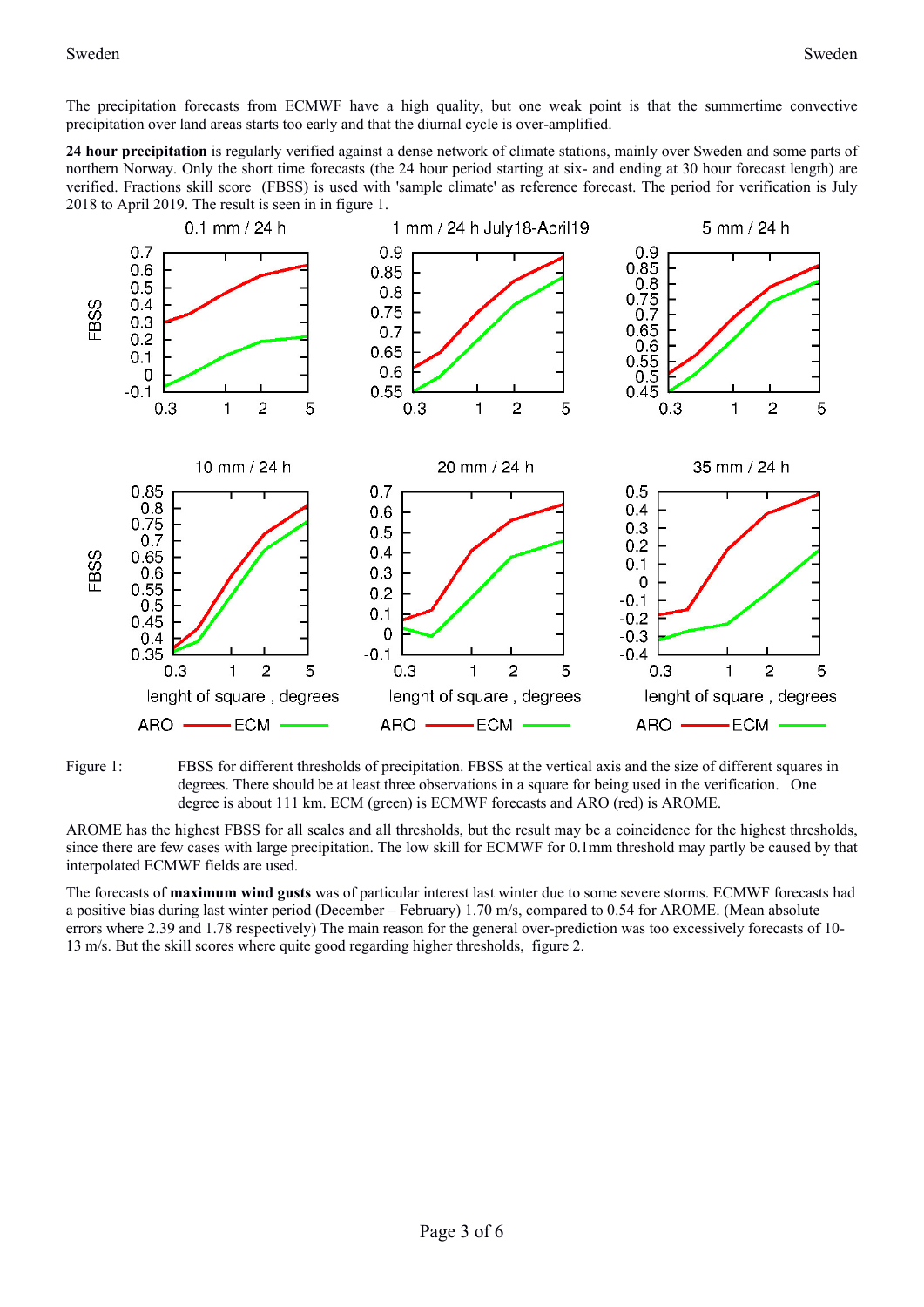The precipitation forecasts from ECMWF have a high quality, but one weak point is that the summertime convective precipitation over land areas starts too early and that the diurnal cycle is over-amplified.

**24 hour precipitation** is regularly verified against a dense network of climate stations, mainly over Sweden and some parts of northern Norway. Only the short time forecasts (the 24 hour period starting at six- and ending at 30 hour forecast length) are verified. Fractions skill score (FBSS) is used with 'sample climate' as reference forecast. The period for verification is July 2018 to April 2019. The result is seen in in figure 1.

Figure 1: FBSS for different thresholds of precipitation. FBSS at the vertical axis and the size of different squares in degrees. There should be at least three observations in a square for being used in the verification. One degree is about 111 km. ECM (green) is ECMWF forecasts and ARO (red) is AROME.

AROME has the highest FBSS for all scales and all thresholds, but the result may be a coincidence for the highest thresholds, since there are few cases with large precipitation. The low skill for ECMWF for 0.1mm threshold may partly be caused by that interpolated ECMWF fields are used.

The forecasts of **maximum wind gusts** was of particular interest last winter due to some severe storms. ECMWF forecasts had a positive bias during last winter period (December – February) 1.70 m/s, compared to 0.54 for AROME. (Mean absolute errors where 2.39 and 1.78 respectively) The main reason for the general over-prediction was too excessively forecasts of 10-13 m/s. But the skill scores where quite good regarding higher thresholds, figure 2.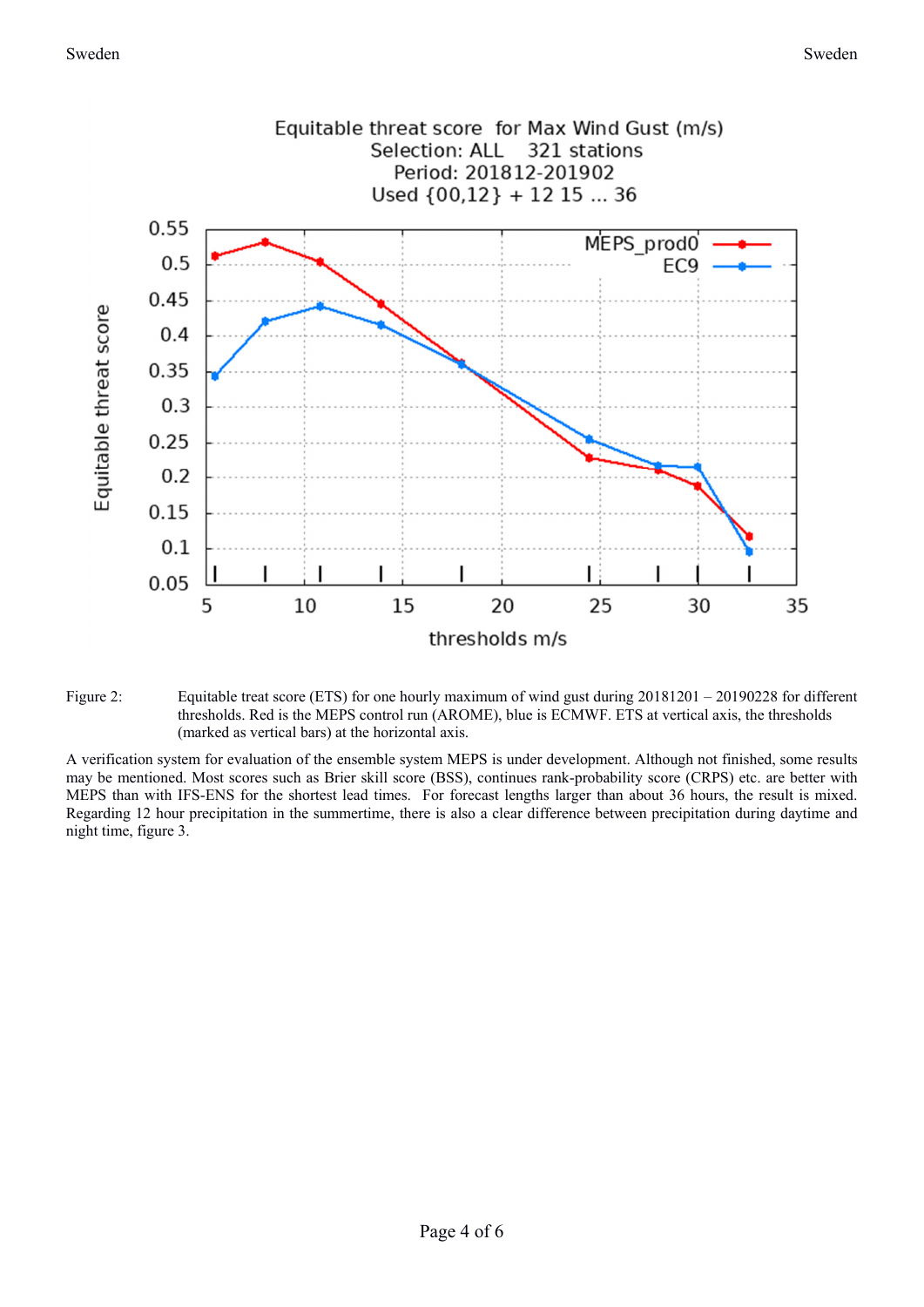Figure 2: Equitable treat score (ETS) for one hourly maximum of wind gust during 20181201 – 20190228 for different thresholds. Red is the MEPS control run (AROME), blue is ECMWF. ETS at vertical axis, the thresholds (marked as vertical bars) at the horizontal axis.

A verification system for evaluation of the ensemble system MEPS is under development. Although not finished, some results may be mentioned. Most scores such as Brier skill score (BSS), continues rank-probability score (CRPS) etc. are better with MEPS than with IFS-ENS for the shortest lead times. For forecast lengths larger than about 36 hours, the result is mixed. Regarding 12 hour precipitation in the summertime, there is also a clear difference between precipitation during daytime and night time, figure 3.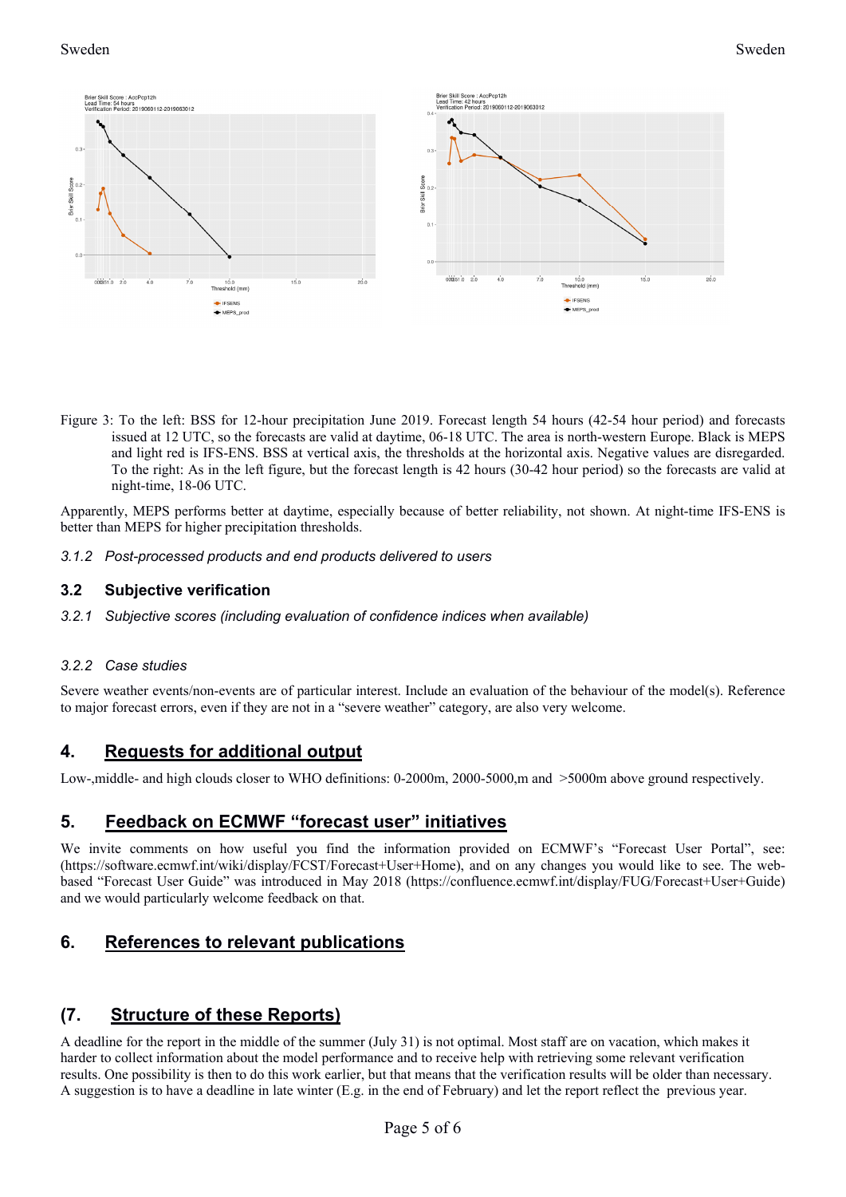Figure 3: To the left: BSS for 12-hour precipitation June 2019. Forecast length 54 hours (42-54 hour period) and forecasts issued at 12 UTC, so the forecasts are valid at daytime, 06-18 UTC. The area is north-western Europe. Black is MEPS and light red is IFS-ENS. BSS at vertical axis, the thresholds at the horizontal axis. Negative values are disregarded. To the right: As in the left figure, but the forecast length is 42 hours (30-42 hour period) so the forecasts are valid at night-time, 18-06 UTC.

Apparently, MEPS performs better at daytime, especially because of better reliability, not shown. At night-time IFS-ENS is better than MEPS for higher precipitation thresholds.

### 3.1.2 *Post-processed products and end products delivered to users*

## 3.2 Subjective verification

### 3.2.1 *Subjective scores (including evaluation of confidence indices when available)*

### 3.2.2 *Case studies*

Severe weather events/non-events are of particular interest. Include an evaluation of the behaviour of the model(s). Reference to major forecast errors, even if they are not in a "severe weather" category, are also very welcome.

## 4. Requests for additional output

Low-,middle- and high clouds closer to WHO definitions: 0-2000m, 2000-5000,m and >5000m above ground respectively.

## 5. Feedback on ECMWF "forecast user" initiatives

We invite comments on how useful you find the information provided on ECMWF's "Forecast User Portal", see: (https://software.ecmwf.int/wiki/display/FCST/Forecast+User+Home), and on any changes you would like to see. The web-based "Forecast User Guide" was introduced in May 2018 (https://confluence.ecmwf.int/display/FUG/Forecast+User+Guide) and we would particularly welcome feedback on that.

## 6. References to relevant publications

## (7. Structure of these Reports)

A deadline for the report in the middle of the summer (July 31) is not optimal. Most staff are on vacation, which makes it harder to collect information about the model performance and to receive help with retrieving some relevant verification results. One possibility is then to do this work earlier, but that means that the verification results will be older than necessary. A suggestion is to have a deadline in late winter (E.g. in the end of February) and let the report reflect the previous year.